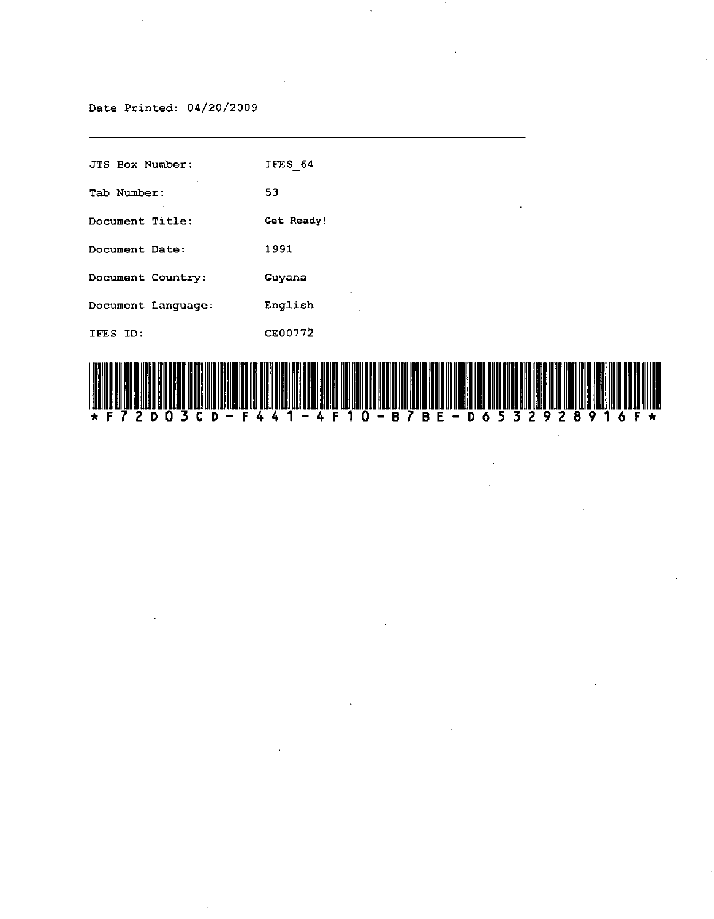Date Printed: 04/20/2009

---

| | |
|---|---|
| JTS Box Number: | IFES_64 |
| Tab Number: | 53 |
| Document Title: | Get Ready! |
| Document Date: | 1991 |
| Document Country: | Guyana |
| Document Language: | English |
| IFES ID: | CE00772 |

*F72D03CD-F441-4F10-B7BE-D65329289​16F*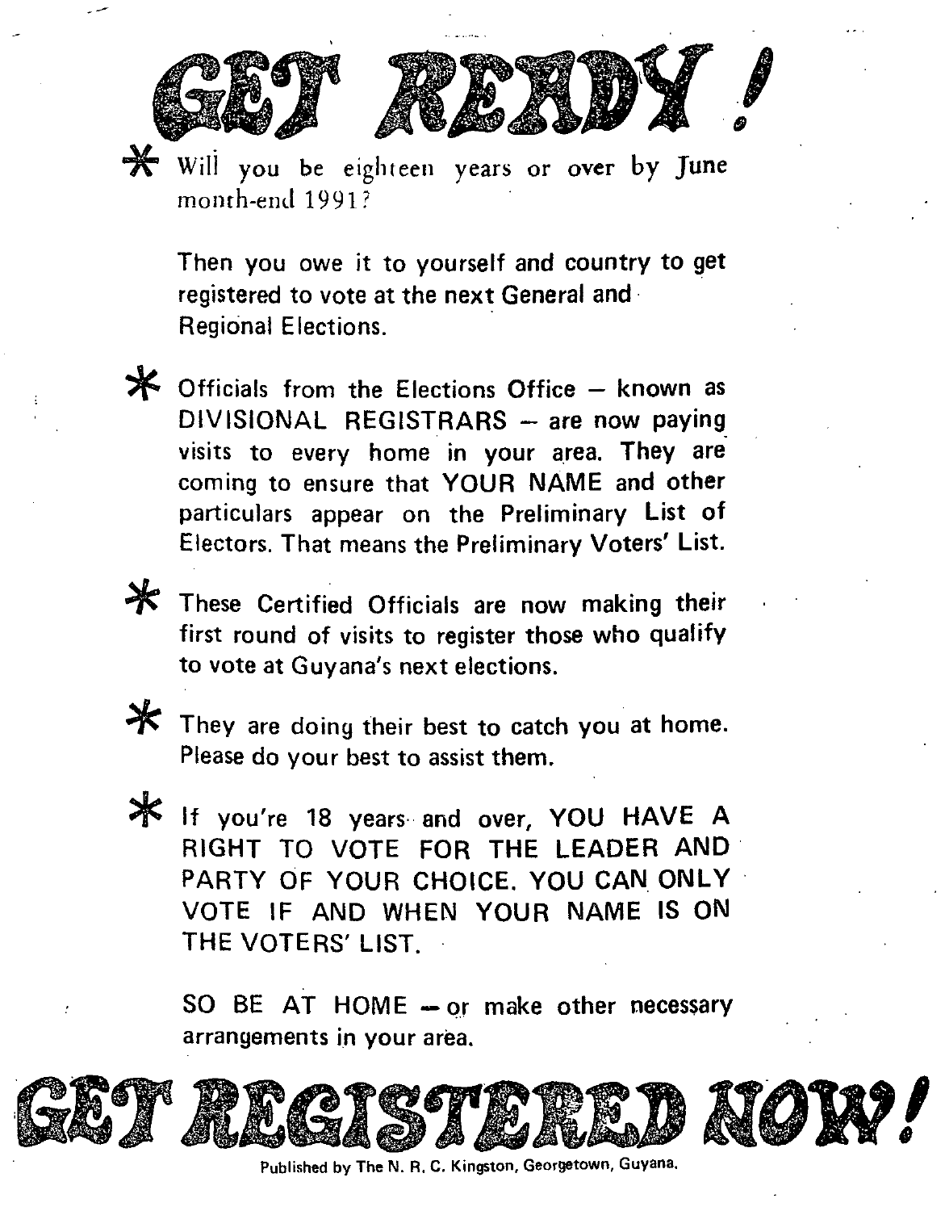# GET READY!

* Will you be eighteen years or over by June month-end 1991?

  Then you owe it to yourself and country to get registered to vote at the next General and Regional Elections.

* Officials from the Elections Office – known as DIVISIONAL REGISTRARS – are now paying visits to every home in your area. They are coming to ensure that YOUR NAME and other particulars appear on the Preliminary List of Electors. That means the Preliminary Voters' List.

* These Certified Officials are now making their first round of visits to register those who qualify to vote at Guyana's next elections.

* They are doing their best to catch you at home. Please do your best to assist them.

* If you're 18 years and over, YOU HAVE A RIGHT TO VOTE FOR THE LEADER AND PARTY OF YOUR CHOICE. YOU CAN ONLY VOTE IF AND WHEN YOUR NAME IS ON THE VOTERS' LIST.

  SO BE AT HOME – or make other necessary arrangements in your area.

# GET REGISTERED NOW!

Published by The N. R. C. Kingston, Georgetown, Guyana.